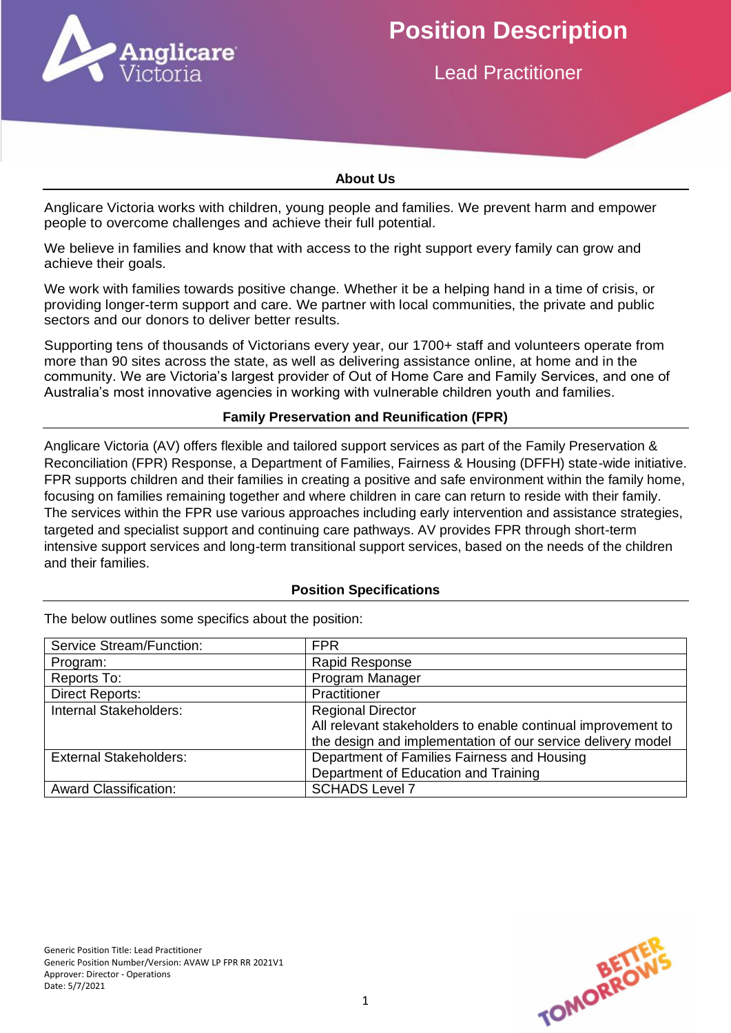# Position Description

## Lead Practitioner

### About Us

Anglicare Victoria works with children, young people and families. We prevent harm and empower people to overcome challenges and achieve their full potential.

We believe in families and know that with access to the right support every family can grow and achieve their goals.

We work with families towards positive change. Whether it be a helping hand in a time of crisis, or providing longer-term support and care. We partner with local communities, the private and public sectors and our donors to deliver better results.

Supporting tens of thousands of Victorians every year, our 1700+ staff and volunteers operate from more than 90 sites across the state, as well as delivering assistance online, at home and in the community. We are Victoria's largest provider of Out of Home Care and Family Services, and one of Australia's most innovative agencies in working with vulnerable children youth and families.

### Family Preservation and Reunification (FPR)

Anglicare Victoria (AV) offers flexible and tailored support services as part of the Family Preservation & Reconciliation (FPR) Response, a Department of Families, Fairness & Housing (DFFH) state-wide initiative. FPR supports children and their families in creating a positive and safe environment within the family home, focusing on families remaining together and where children in care can return to reside with their family. The services within the FPR use various approaches including early intervention and assistance strategies, targeted and specialist support and continuing care pathways. AV provides FPR through short-term intensive support services and long-term transitional support services, based on the needs of the children and their families.

### Position Specifications

The below outlines some specifics about the position:

| | |
|---|---|
| Service Stream/Function: | FPR |
| Program: | Rapid Response |
| Reports To: | Program Manager |
| Direct Reports: | Practitioner |
| Internal Stakeholders: | Regional Director<br>All relevant stakeholders to enable continual improvement to the design and implementation of our service delivery model |
| External Stakeholders: | Department of Families Fairness and Housing<br>Department of Education and Training |
| Award Classification: | SCHADS Level 7 |

Generic Position Title: Lead Practitioner
Generic Position Number/Version: AVAW LP FPR RR 2021V1
Approver: Director - Operations
Date: 5/7/2021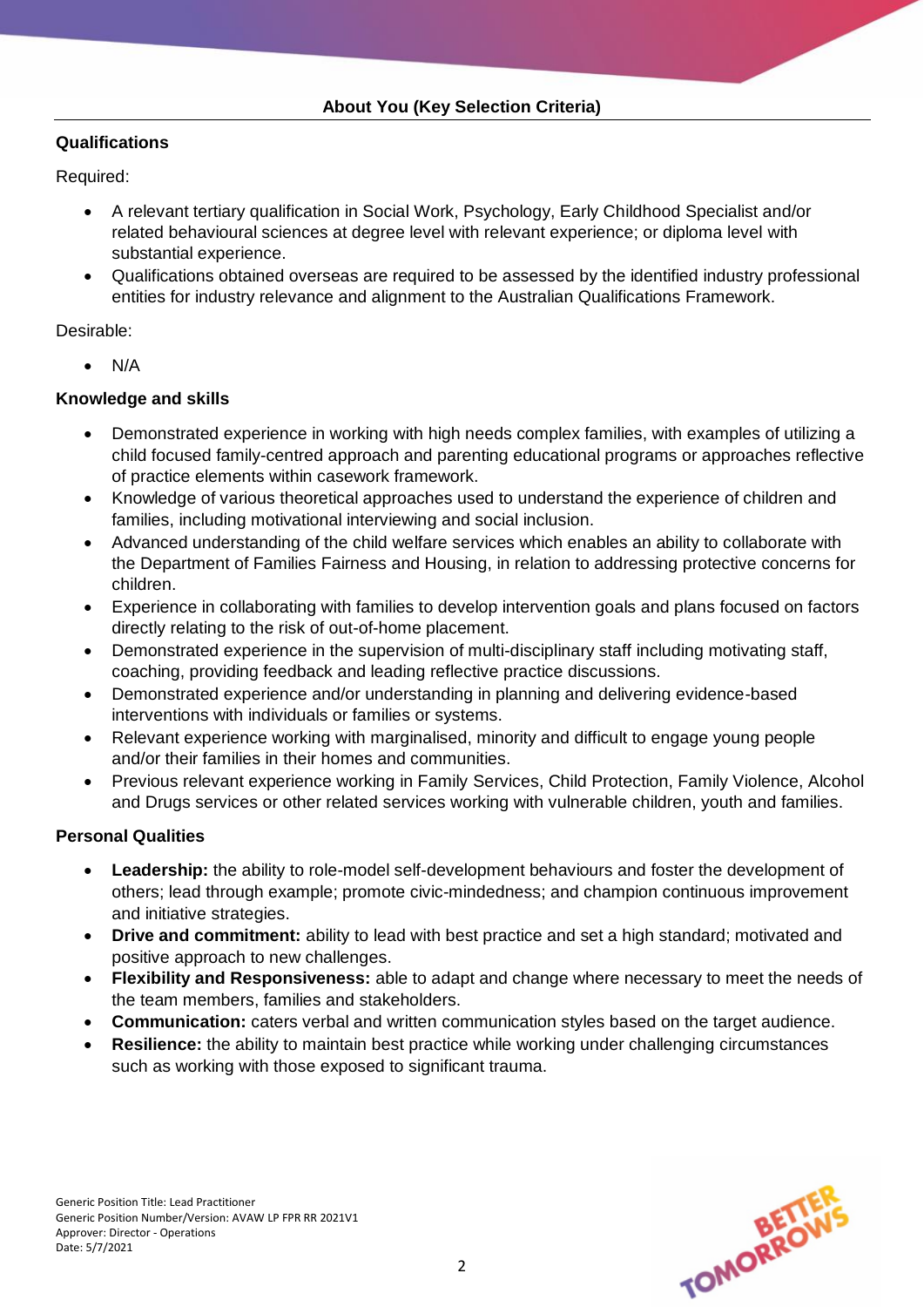## About You (Key Selection Criteria)

### Qualifications

Required:

- A relevant tertiary qualification in Social Work, Psychology, Early Childhood Specialist and/or related behavioural sciences at degree level with relevant experience; or diploma level with substantial experience.
- Qualifications obtained overseas are required to be assessed by the identified industry professional entities for industry relevance and alignment to the Australian Qualifications Framework.

Desirable:

- N/A

### Knowledge and skills

- Demonstrated experience in working with high needs complex families, with examples of utilizing a child focused family-centred approach and parenting educational programs or approaches reflective of practice elements within casework framework.
- Knowledge of various theoretical approaches used to understand the experience of children and families, including motivational interviewing and social inclusion.
- Advanced understanding of the child welfare services which enables an ability to collaborate with the Department of Families Fairness and Housing, in relation to addressing protective concerns for children.
- Experience in collaborating with families to develop intervention goals and plans focused on factors directly relating to the risk of out-of-home placement.
- Demonstrated experience in the supervision of multi-disciplinary staff including motivating staff, coaching, providing feedback and leading reflective practice discussions.
- Demonstrated experience and/or understanding in planning and delivering evidence-based interventions with individuals or families or systems.
- Relevant experience working with marginalised, minority and difficult to engage young people and/or their families in their homes and communities.
- Previous relevant experience working in Family Services, Child Protection, Family Violence, Alcohol and Drugs services or other related services working with vulnerable children, youth and families.

### Personal Qualities

- **Leadership:** the ability to role-model self-development behaviours and foster the development of others; lead through example; promote civic-mindedness; and champion continuous improvement and initiative strategies.
- **Drive and commitment:** ability to lead with best practice and set a high standard; motivated and positive approach to new challenges.
- **Flexibility and Responsiveness:** able to adapt and change where necessary to meet the needs of the team members, families and stakeholders.
- **Communication:** caters verbal and written communication styles based on the target audience.
- **Resilience:** the ability to maintain best practice while working under challenging circumstances such as working with those exposed to significant trauma.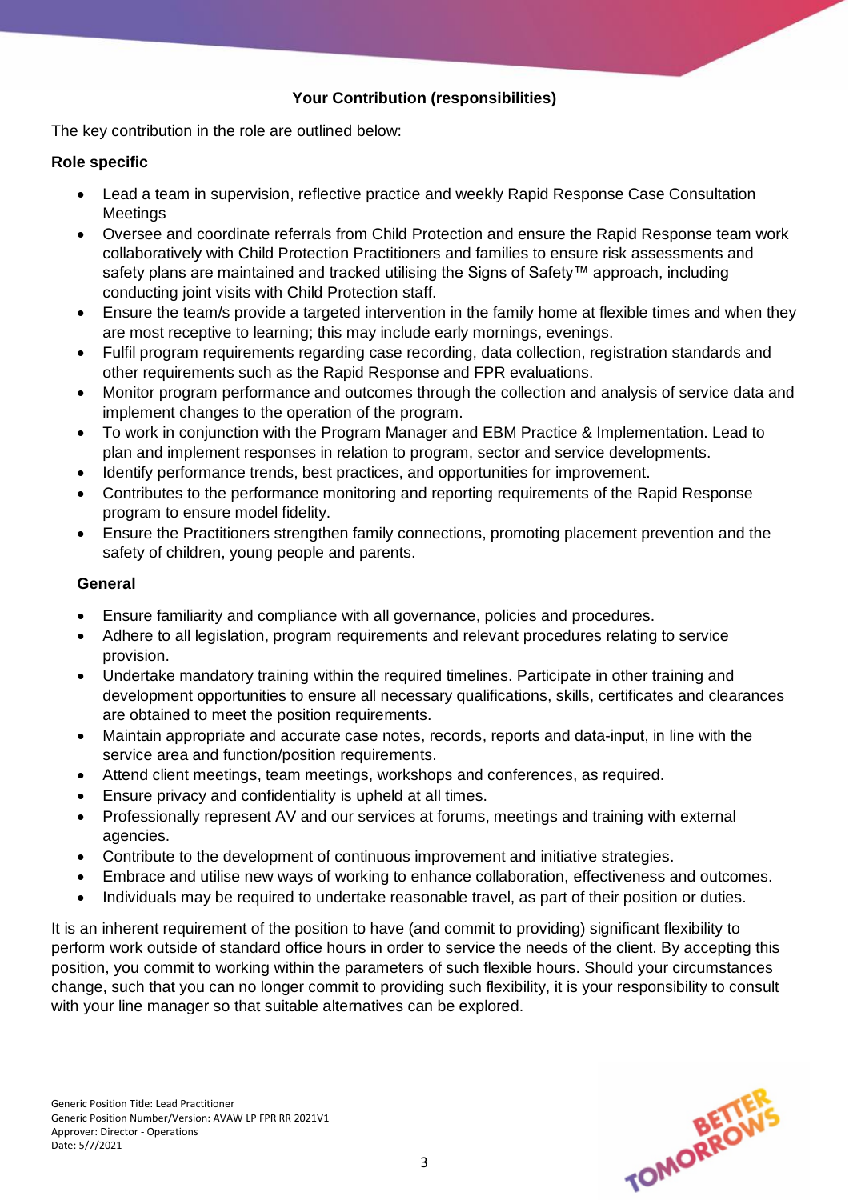## Your Contribution (responsibilities)

The key contribution in the role are outlined below:

**Role specific**

- Lead a team in supervision, reflective practice and weekly Rapid Response Case Consultation Meetings
- Oversee and coordinate referrals from Child Protection and ensure the Rapid Response team work collaboratively with Child Protection Practitioners and families to ensure risk assessments and safety plans are maintained and tracked utilising the Signs of Safety™ approach, including conducting joint visits with Child Protection staff.
- Ensure the team/s provide a targeted intervention in the family home at flexible times and when they are most receptive to learning; this may include early mornings, evenings.
- Fulfil program requirements regarding case recording, data collection, registration standards and other requirements such as the Rapid Response and FPR evaluations.
- Monitor program performance and outcomes through the collection and analysis of service data and implement changes to the operation of the program.
- To work in conjunction with the Program Manager and EBM Practice & Implementation. Lead to plan and implement responses in relation to program, sector and service developments.
- Identify performance trends, best practices, and opportunities for improvement.
- Contributes to the performance monitoring and reporting requirements of the Rapid Response program to ensure model fidelity.
- Ensure the Practitioners strengthen family connections, promoting placement prevention and the safety of children, young people and parents.

**General**

- Ensure familiarity and compliance with all governance, policies and procedures.
- Adhere to all legislation, program requirements and relevant procedures relating to service provision.
- Undertake mandatory training within the required timelines. Participate in other training and development opportunities to ensure all necessary qualifications, skills, certificates and clearances are obtained to meet the position requirements.
- Maintain appropriate and accurate case notes, records, reports and data-input, in line with the service area and function/position requirements.
- Attend client meetings, team meetings, workshops and conferences, as required.
- Ensure privacy and confidentiality is upheld at all times.
- Professionally represent AV and our services at forums, meetings and training with external agencies.
- Contribute to the development of continuous improvement and initiative strategies.
- Embrace and utilise new ways of working to enhance collaboration, effectiveness and outcomes.
- Individuals may be required to undertake reasonable travel, as part of their position or duties.

It is an inherent requirement of the position to have (and commit to providing) significant flexibility to perform work outside of standard office hours in order to service the needs of the client. By accepting this position, you commit to working within the parameters of such flexible hours. Should your circumstances change, such that you can no longer commit to providing such flexibility, it is your responsibility to consult with your line manager so that suitable alternatives can be explored.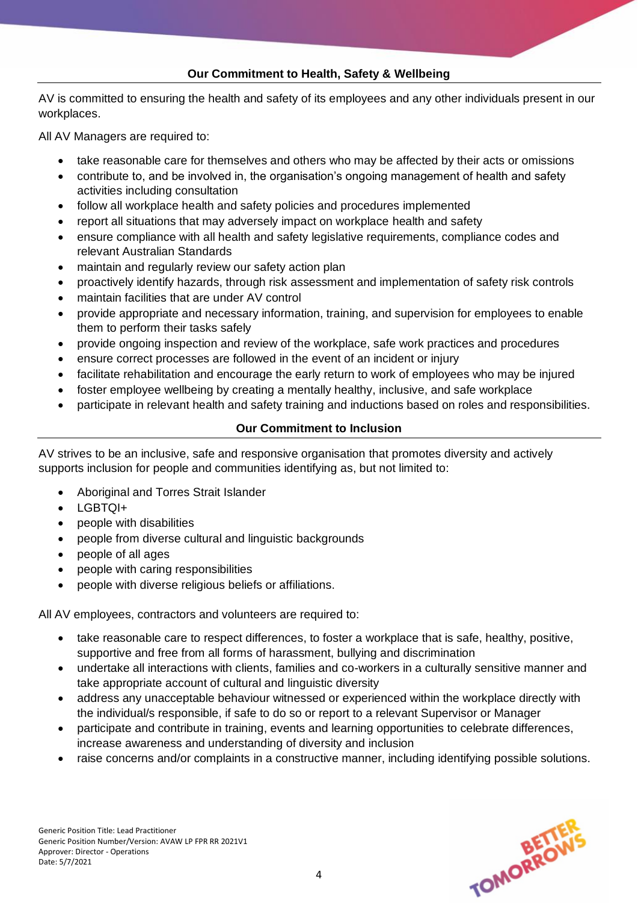## Our Commitment to Health, Safety & Wellbeing

AV is committed to ensuring the health and safety of its employees and any other individuals present in our workplaces.

All AV Managers are required to:

- take reasonable care for themselves and others who may be affected by their acts or omissions
- contribute to, and be involved in, the organisation's ongoing management of health and safety activities including consultation
- follow all workplace health and safety policies and procedures implemented
- report all situations that may adversely impact on workplace health and safety
- ensure compliance with all health and safety legislative requirements, compliance codes and relevant Australian Standards
- maintain and regularly review our safety action plan
- proactively identify hazards, through risk assessment and implementation of safety risk controls
- maintain facilities that are under AV control
- provide appropriate and necessary information, training, and supervision for employees to enable them to perform their tasks safely
- provide ongoing inspection and review of the workplace, safe work practices and procedures
- ensure correct processes are followed in the event of an incident or injury
- facilitate rehabilitation and encourage the early return to work of employees who may be injured
- foster employee wellbeing by creating a mentally healthy, inclusive, and safe workplace
- participate in relevant health and safety training and inductions based on roles and responsibilities.

## Our Commitment to Inclusion

AV strives to be an inclusive, safe and responsive organisation that promotes diversity and actively supports inclusion for people and communities identifying as, but not limited to:

- Aboriginal and Torres Strait Islander
- LGBTQI+
- people with disabilities
- people from diverse cultural and linguistic backgrounds
- people of all ages
- people with caring responsibilities
- people with diverse religious beliefs or affiliations.

All AV employees, contractors and volunteers are required to:

- take reasonable care to respect differences, to foster a workplace that is safe, healthy, positive, supportive and free from all forms of harassment, bullying and discrimination
- undertake all interactions with clients, families and co-workers in a culturally sensitive manner and take appropriate account of cultural and linguistic diversity
- address any unacceptable behaviour witnessed or experienced within the workplace directly with the individual/s responsible, if safe to do so or report to a relevant Supervisor or Manager
- participate and contribute in training, events and learning opportunities to celebrate differences, increase awareness and understanding of diversity and inclusion
- raise concerns and/or complaints in a constructive manner, including identifying possible solutions.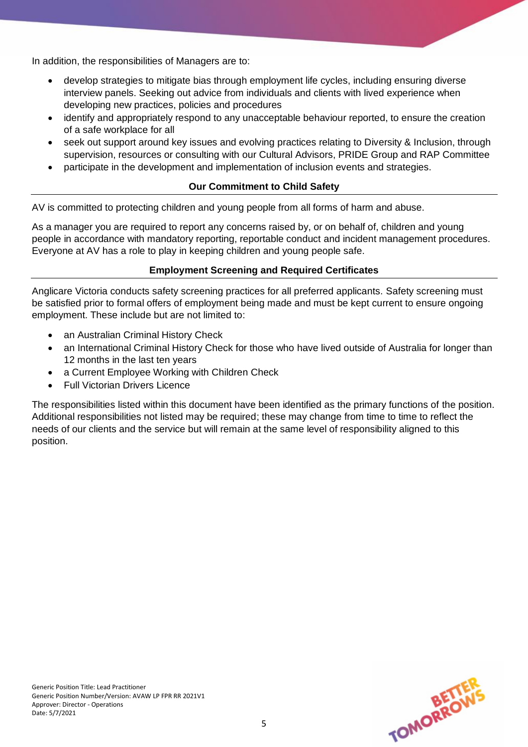In addition, the responsibilities of Managers are to:

- develop strategies to mitigate bias through employment life cycles, including ensuring diverse interview panels. Seeking out advice from individuals and clients with lived experience when developing new practices, policies and procedures
- identify and appropriately respond to any unacceptable behaviour reported, to ensure the creation of a safe workplace for all
- seek out support around key issues and evolving practices relating to Diversity & Inclusion, through supervision, resources or consulting with our Cultural Advisors, PRIDE Group and RAP Committee
- participate in the development and implementation of inclusion events and strategies.

## Our Commitment to Child Safety

AV is committed to protecting children and young people from all forms of harm and abuse.

As a manager you are required to report any concerns raised by, or on behalf of, children and young people in accordance with mandatory reporting, reportable conduct and incident management procedures. Everyone at AV has a role to play in keeping children and young people safe.

## Employment Screening and Required Certificates

Anglicare Victoria conducts safety screening practices for all preferred applicants. Safety screening must be satisfied prior to formal offers of employment being made and must be kept current to ensure ongoing employment. These include but are not limited to:

- an Australian Criminal History Check
- an International Criminal History Check for those who have lived outside of Australia for longer than 12 months in the last ten years
- a Current Employee Working with Children Check
- Full Victorian Drivers Licence

The responsibilities listed within this document have been identified as the primary functions of the position. Additional responsibilities not listed may be required; these may change from time to time to reflect the needs of our clients and the service but will remain at the same level of responsibility aligned to this position.